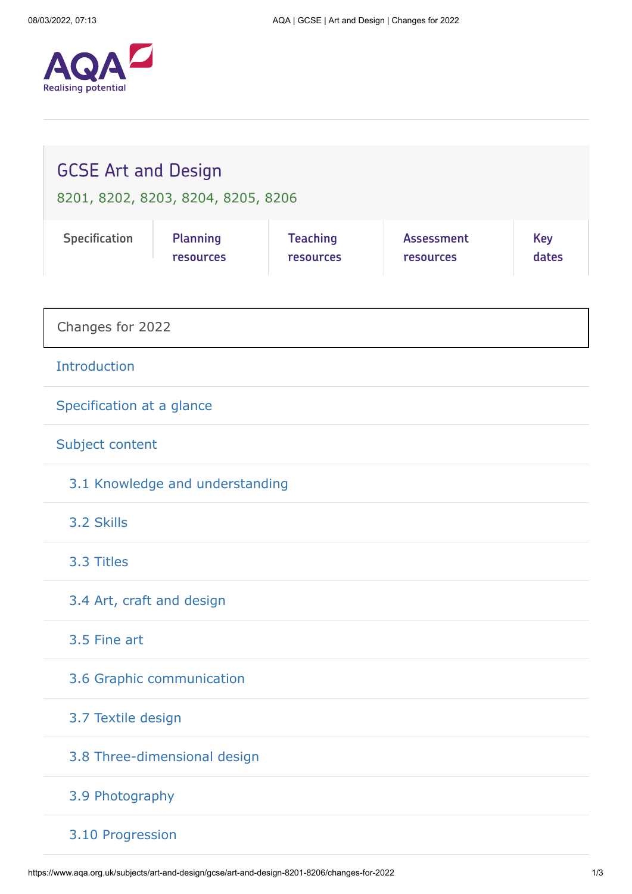AQA Realising potential

# GCSE Art and Design

8201, 8202, 8203, 8204, 8205, 8206

Specification | Planning resources | Teaching resources | Assessment resources | Key dates

## Changes for 2022

- Introduction
- Specification at a glance
- Subject content
  - 3.1 Knowledge and understanding
  - 3.2 Skills
  - 3.3 Titles
  - 3.4 Art, craft and design
  - 3.5 Fine art
  - 3.6 Graphic communication
  - 3.7 Textile design
  - 3.8 Three-dimensional design
  - 3.9 Photography
  - 3.10 Progression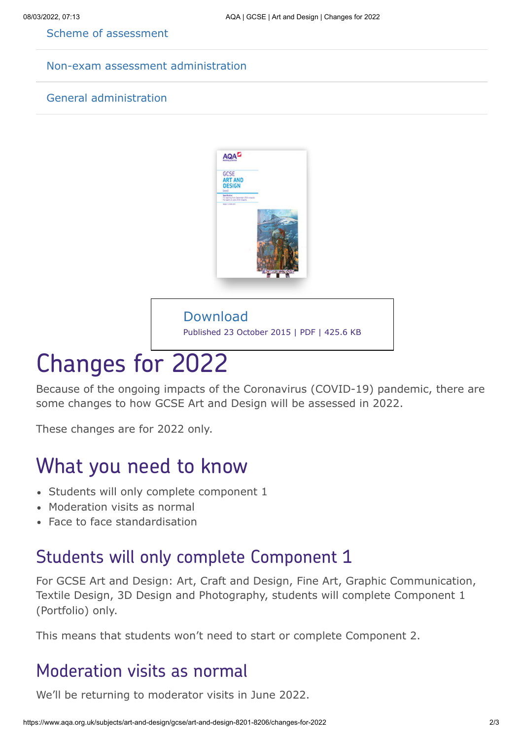Scheme of assessment

Non-exam assessment administration

General administration

Download

Published 23 October 2015 | PDF | 425.6 KB

# Changes for 2022

Because of the ongoing impacts of the Coronavirus (COVID-19) pandemic, there are some changes to how GCSE Art and Design will be assessed in 2022.

These changes are for 2022 only.

## What you need to know

- Students will only complete component 1
- Moderation visits as normal
- Face to face standardisation

### Students will only complete Component 1

For GCSE Art and Design: Art, Craft and Design, Fine Art, Graphic Communication, Textile Design, 3D Design and Photography, students will complete Component 1 (Portfolio) only.

This means that students won't need to start or complete Component 2.

### Moderation visits as normal

We'll be returning to moderator visits in June 2022.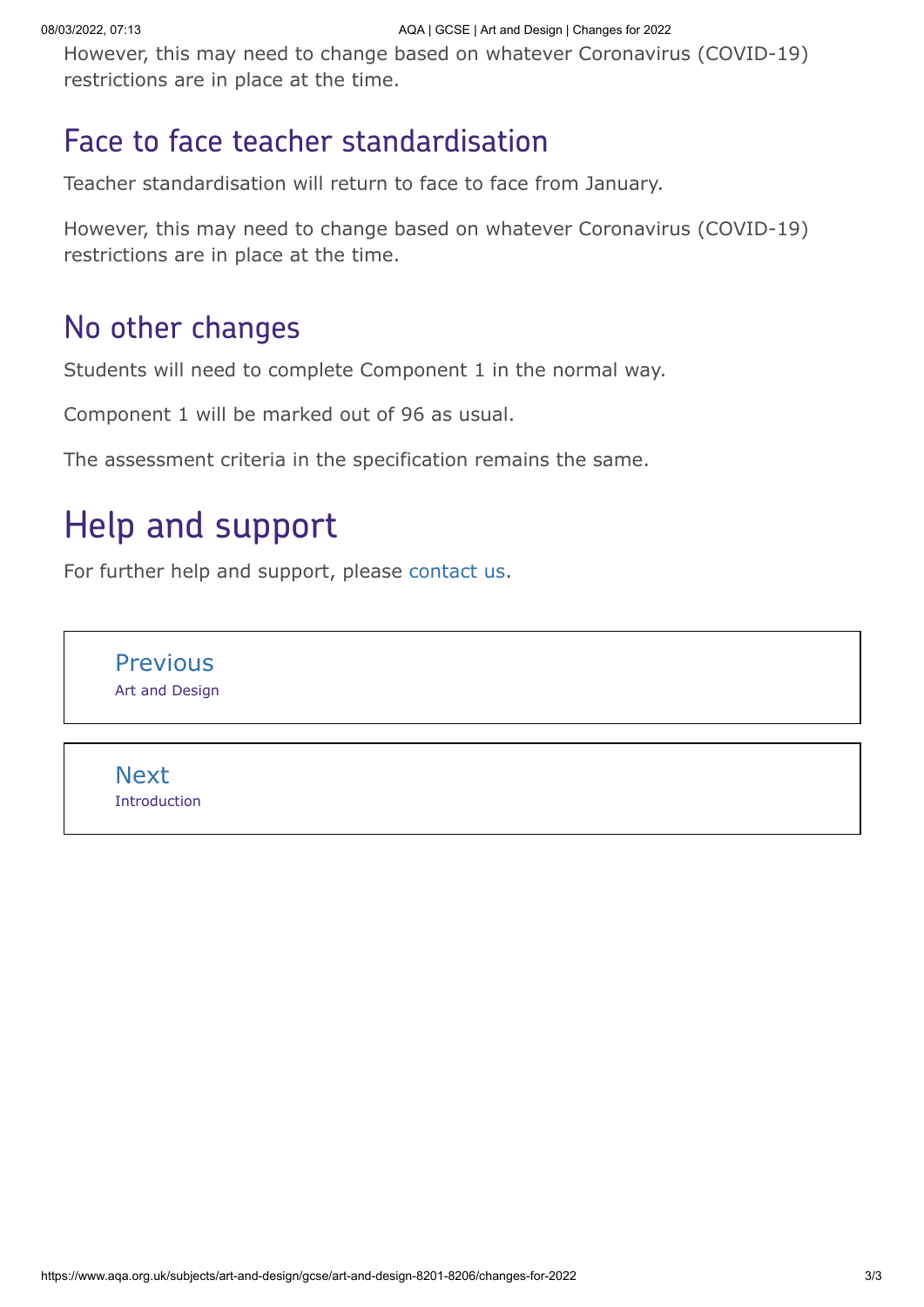However, this may need to change based on whatever Coronavirus (COVID-19) restrictions are in place at the time.

## Face to face teacher standardisation

Teacher standardisation will return to face to face from January.

However, this may need to change based on whatever Coronavirus (COVID-19) restrictions are in place at the time.

## No other changes

Students will need to complete Component 1 in the normal way.

Component 1 will be marked out of 96 as usual.

The assessment criteria in the specification remains the same.

# Help and support

For further help and support, please contact us.

Previous
Art and Design

Next
Introduction